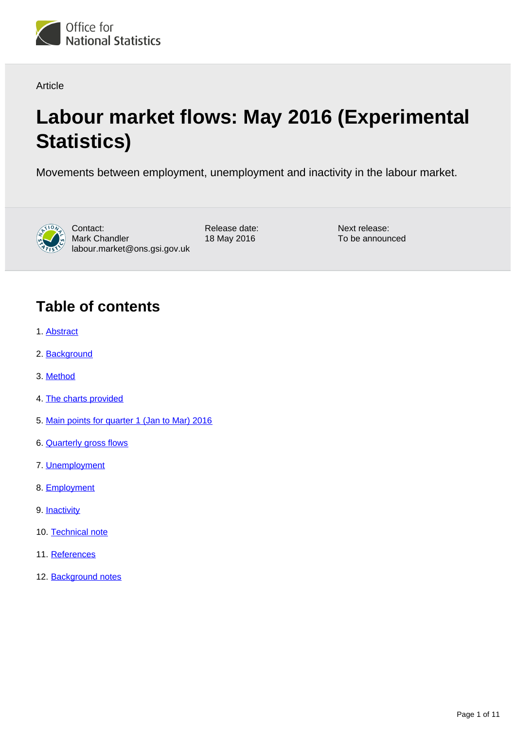Office for National Statistics

Article

# Labour market flows: May 2016 (Experimental Statistics)

Movements between employment, unemployment and inactivity in the labour market.

Contact:
Mark Chandler
labour.market@ons.gsi.gov.uk

Release date:
18 May 2016

Next release:
To be announced

## Table of contents

1. Abstract
2. Background
3. Method
4. The charts provided
5. Main points for quarter 1 (Jan to Mar) 2016
6. Quarterly gross flows
7. Unemployment
8. Employment
9. Inactivity
10. Technical note
11. References
12. Background notes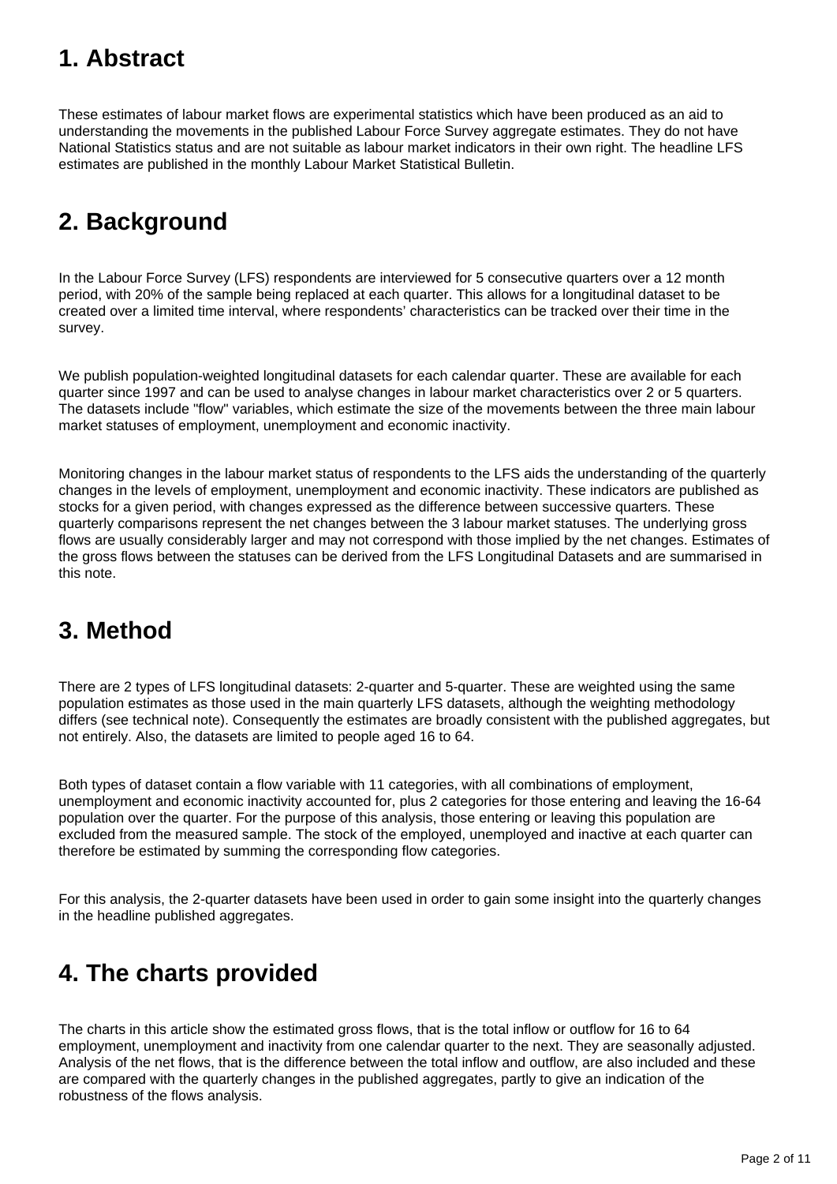## 1. Abstract

These estimates of labour market flows are experimental statistics which have been produced as an aid to understanding the movements in the published Labour Force Survey aggregate estimates. They do not have National Statistics status and are not suitable as labour market indicators in their own right. The headline LFS estimates are published in the monthly Labour Market Statistical Bulletin.

## 2. Background

In the Labour Force Survey (LFS) respondents are interviewed for 5 consecutive quarters over a 12 month period, with 20% of the sample being replaced at each quarter. This allows for a longitudinal dataset to be created over a limited time interval, where respondents' characteristics can be tracked over their time in the survey.

We publish population-weighted longitudinal datasets for each calendar quarter. These are available for each quarter since 1997 and can be used to analyse changes in labour market characteristics over 2 or 5 quarters. The datasets include "flow" variables, which estimate the size of the movements between the three main labour market statuses of employment, unemployment and economic inactivity.

Monitoring changes in the labour market status of respondents to the LFS aids the understanding of the quarterly changes in the levels of employment, unemployment and economic inactivity. These indicators are published as stocks for a given period, with changes expressed as the difference between successive quarters. These quarterly comparisons represent the net changes between the 3 labour market statuses. The underlying gross flows are usually considerably larger and may not correspond with those implied by the net changes. Estimates of the gross flows between the statuses can be derived from the LFS Longitudinal Datasets and are summarised in this note.

## 3. Method

There are 2 types of LFS longitudinal datasets: 2-quarter and 5-quarter. These are weighted using the same population estimates as those used in the main quarterly LFS datasets, although the weighting methodology differs (see technical note). Consequently the estimates are broadly consistent with the published aggregates, but not entirely. Also, the datasets are limited to people aged 16 to 64.

Both types of dataset contain a flow variable with 11 categories, with all combinations of employment, unemployment and economic inactivity accounted for, plus 2 categories for those entering and leaving the 16-64 population over the quarter. For the purpose of this analysis, those entering or leaving this population are excluded from the measured sample. The stock of the employed, unemployed and inactive at each quarter can therefore be estimated by summing the corresponding flow categories.

For this analysis, the 2-quarter datasets have been used in order to gain some insight into the quarterly changes in the headline published aggregates.

## 4. The charts provided

The charts in this article show the estimated gross flows, that is the total inflow or outflow for 16 to 64 employment, unemployment and inactivity from one calendar quarter to the next. They are seasonally adjusted. Analysis of the net flows, that is the difference between the total inflow and outflow, are also included and these are compared with the quarterly changes in the published aggregates, partly to give an indication of the robustness of the flows analysis.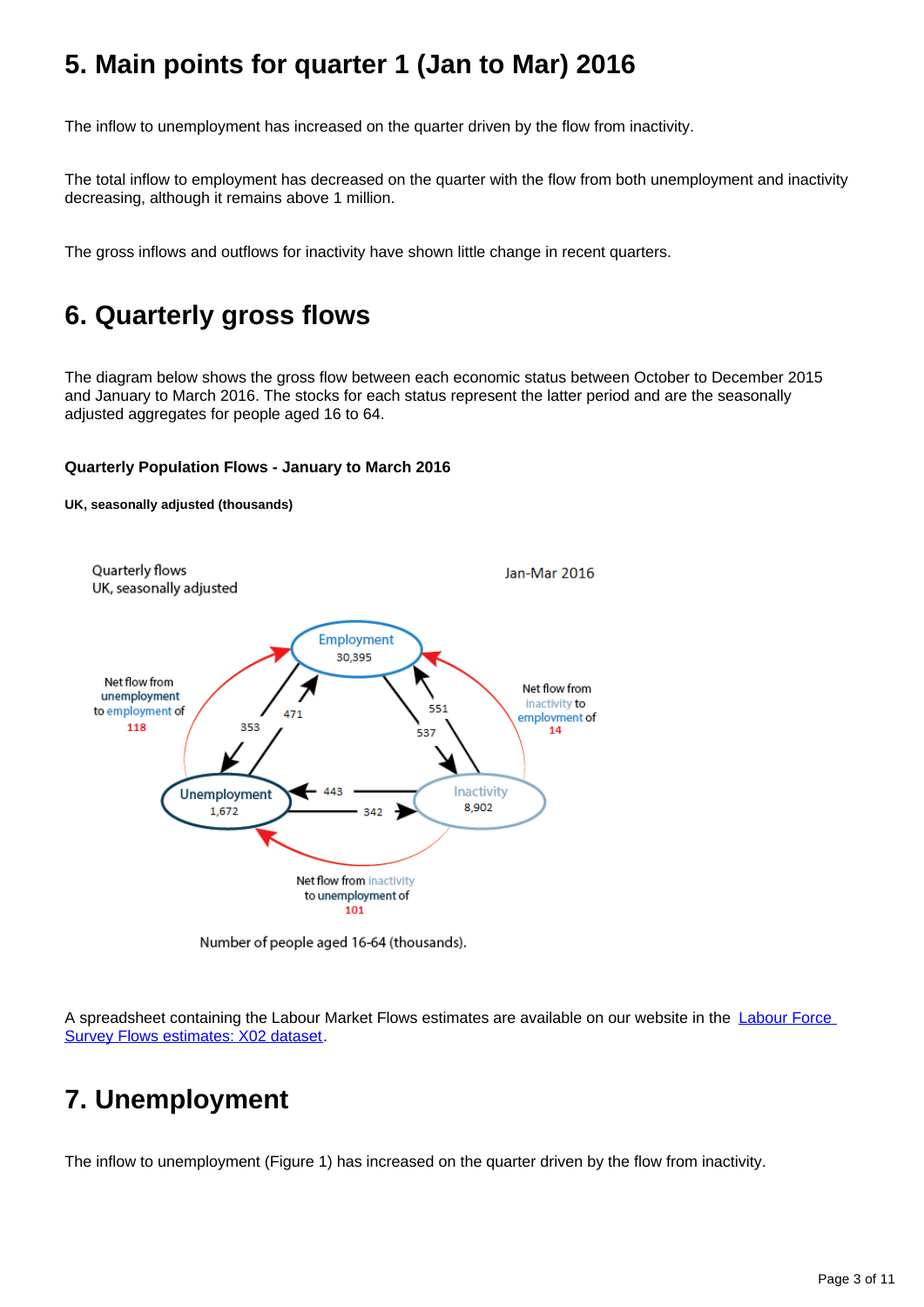## 5. Main points for quarter 1 (Jan to Mar) 2016

The inflow to unemployment has increased on the quarter driven by the flow from inactivity.

The total inflow to employment has decreased on the quarter with the flow from both unemployment and inactivity decreasing, although it remains above 1 million.

The gross inflows and outflows for inactivity have shown little change in recent quarters.

## 6. Quarterly gross flows

The diagram below shows the gross flow between each economic status between October to December 2015 and January to March 2016. The stocks for each status represent the latter period and are the seasonally adjusted aggregates for people aged 16 to 64.

**Quarterly Population Flows - January to March 2016**

**UK, seasonally adjusted (thousands)**

Number of people aged 16-64 (thousands).

A spreadsheet containing the Labour Market Flows estimates are available on our website in the [Labour Force Survey Flows estimates: X02 dataset](#).

## 7. Unemployment

The inflow to unemployment (Figure 1) has increased on the quarter driven by the flow from inactivity.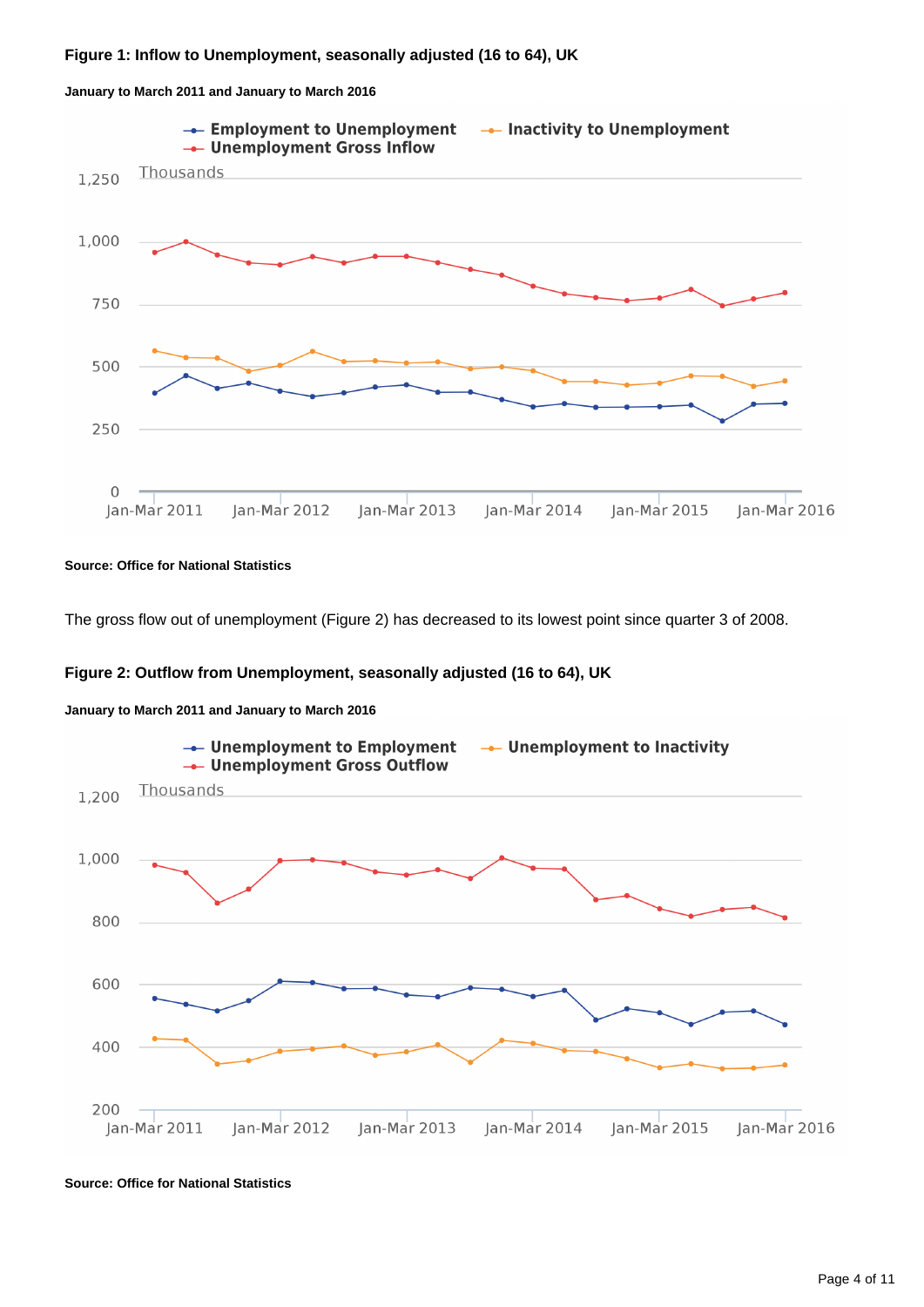### Figure 1: Inflow to Unemployment, seasonally adjusted (16 to 64), UK

**January to March 2011 and January to March 2016**

**Source: Office for National Statistics**

The gross flow out of unemployment (Figure 2) has decreased to its lowest point since quarter 3 of 2008.

### Figure 2: Outflow from Unemployment, seasonally adjusted (16 to 64), UK

**January to March 2011 and January to March 2016**

**Source: Office for National Statistics**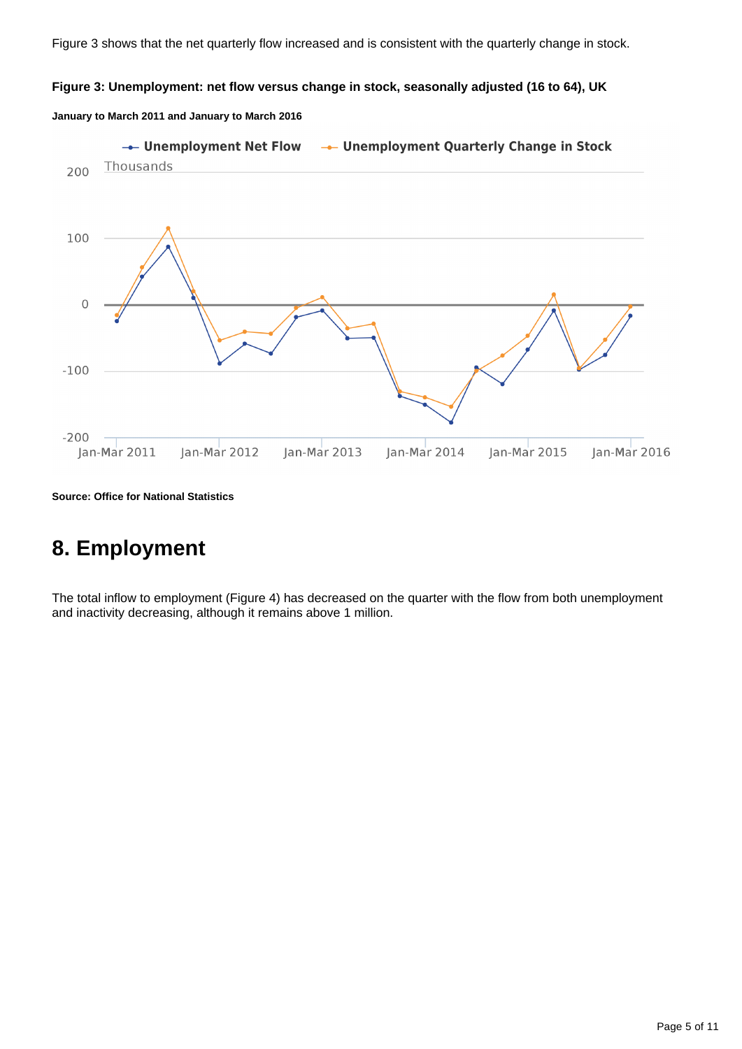Figure 3 shows that the net quarterly flow increased and is consistent with the quarterly change in stock.

**Figure 3: Unemployment: net flow versus change in stock, seasonally adjusted (16 to 64), UK**

**January to March 2011 and January to March 2016**

**Source: Office for National Statistics**

## 8. Employment

The total inflow to employment (Figure 4) has decreased on the quarter with the flow from both unemployment and inactivity decreasing, although it remains above 1 million.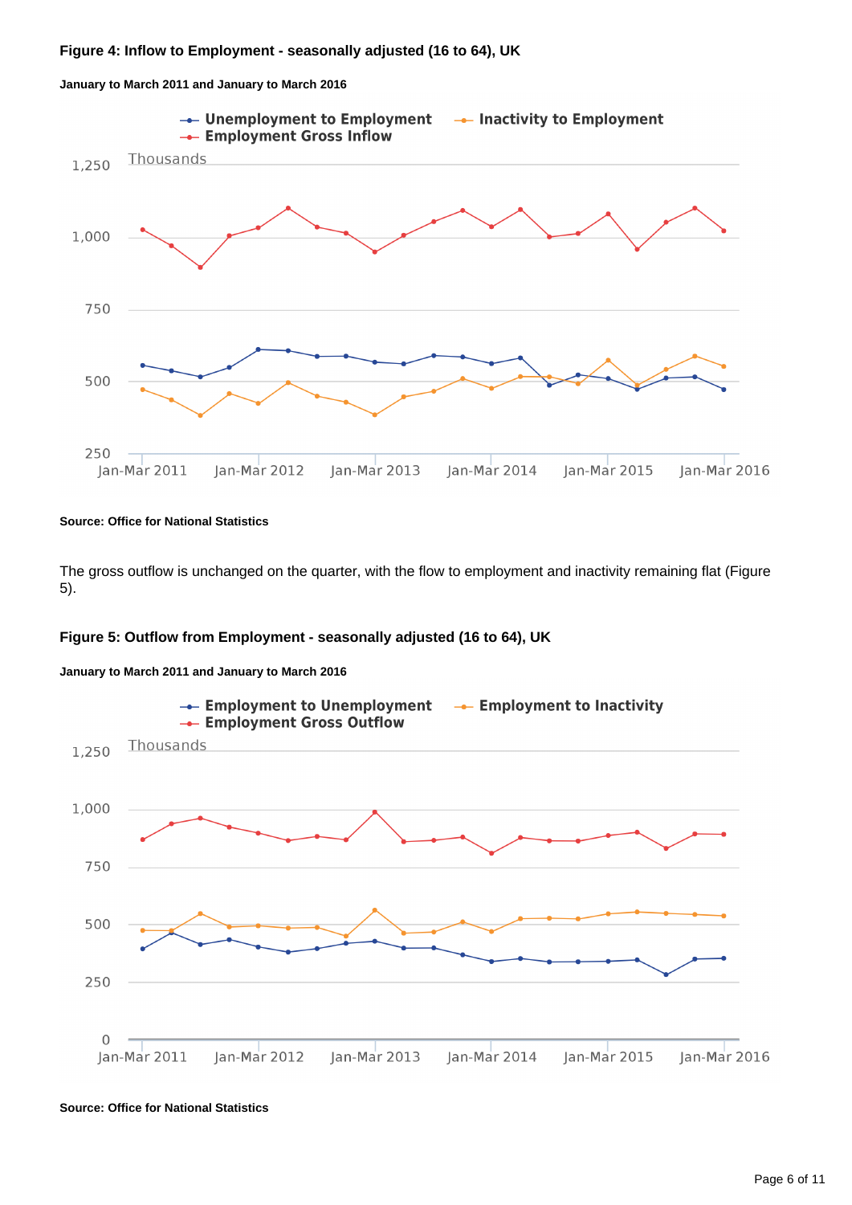### Figure 4: Inflow to Employment - seasonally adjusted (16 to 64), UK

**January to March 2011 and January to March 2016**

**Source: Office for National Statistics**

The gross outflow is unchanged on the quarter, with the flow to employment and inactivity remaining flat (Figure 5).

### Figure 5: Outflow from Employment - seasonally adjusted (16 to 64), UK

**January to March 2011 and January to March 2016**

**Source: Office for National Statistics**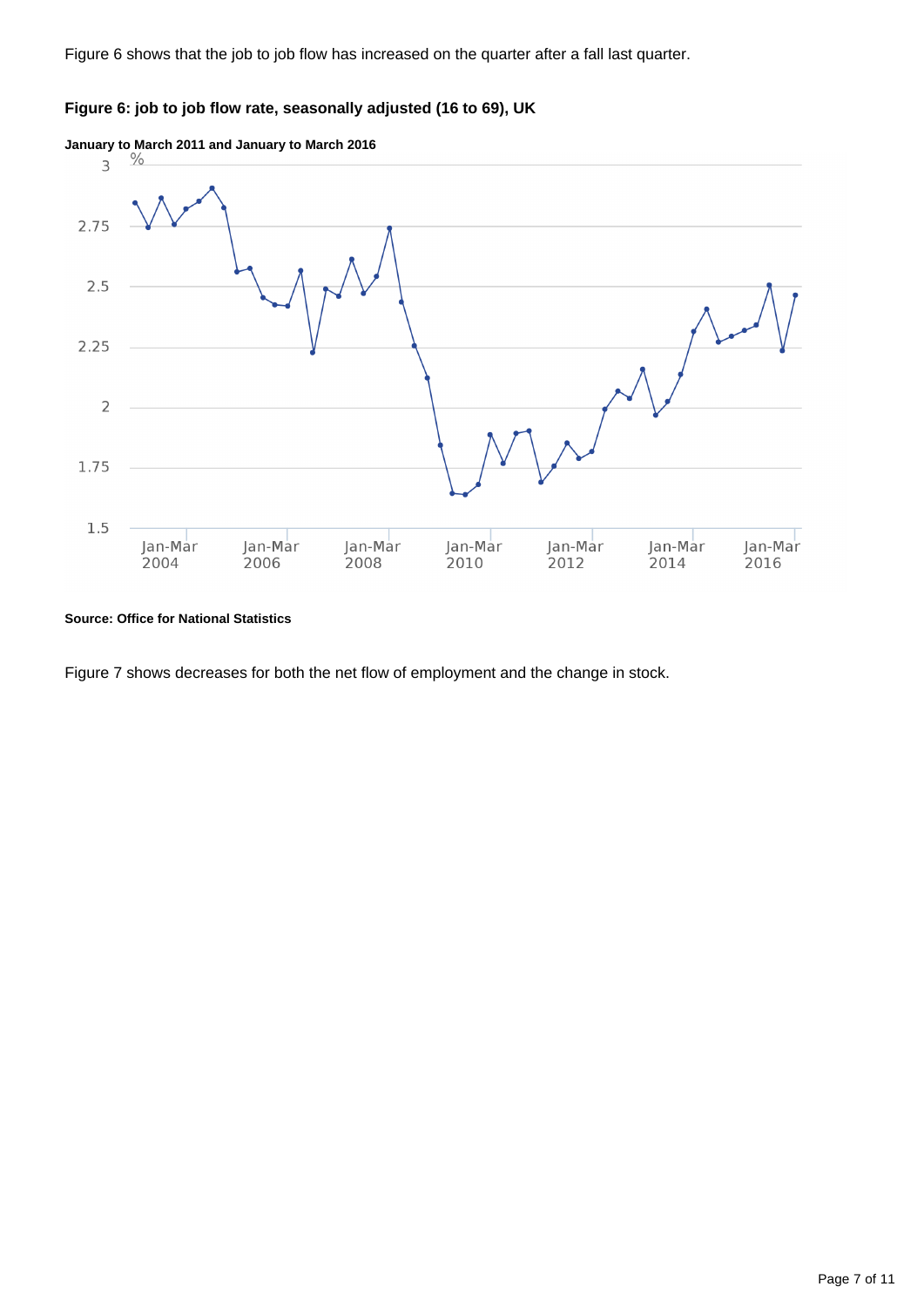Figure 6 shows that the job to job flow has increased on the quarter after a fall last quarter.

**Figure 6: job to job flow rate, seasonally adjusted (16 to 69), UK**

**January to March 2011 and January to March 2016**

**Source: Office for National Statistics**

Figure 7 shows decreases for both the net flow of employment and the change in stock.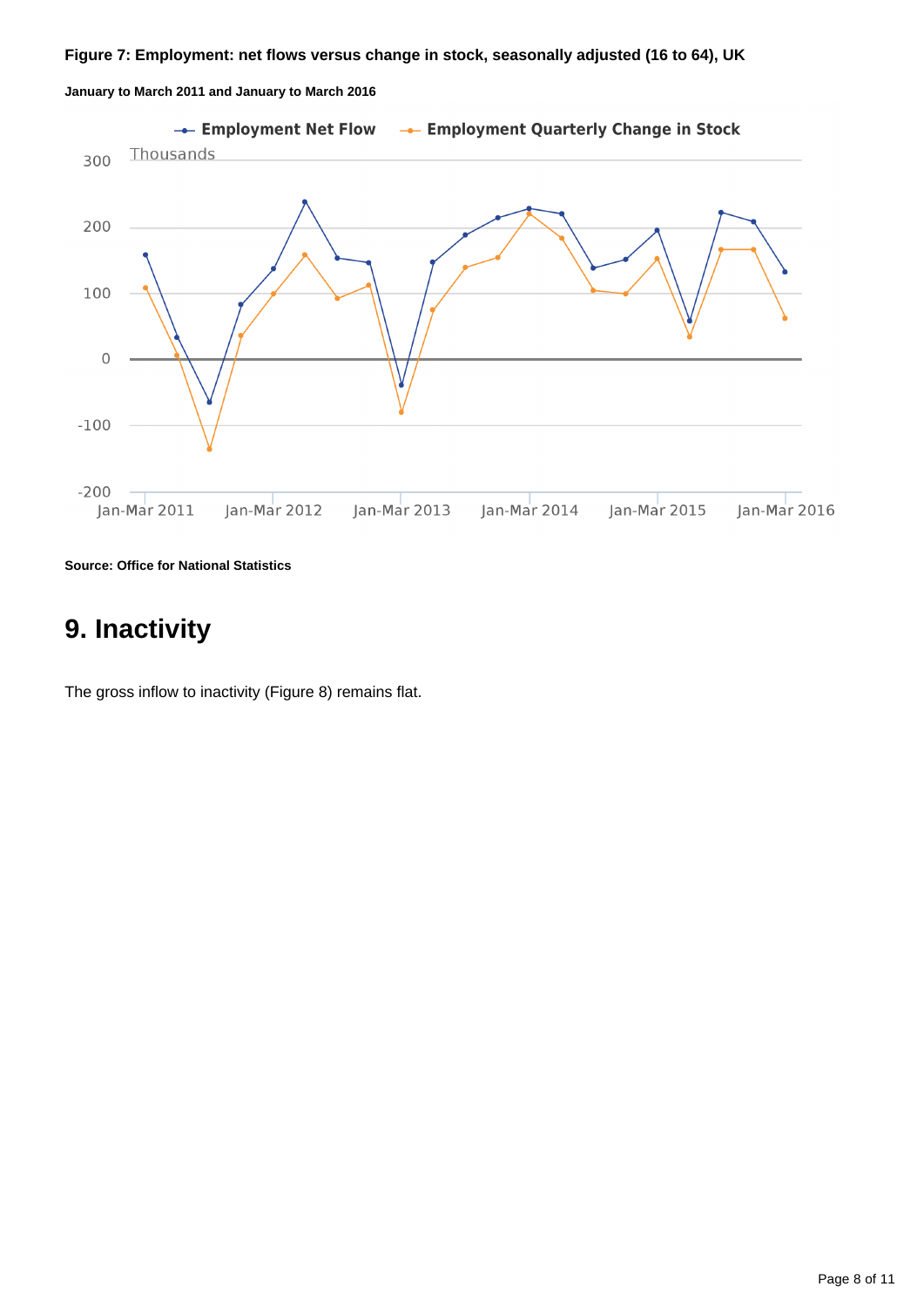**Figure 7: Employment: net flows versus change in stock, seasonally adjusted (16 to 64), UK**

**January to March 2011 and January to March 2016**

**Source: Office for National Statistics**

# 9. Inactivity

The gross inflow to inactivity (Figure 8) remains flat.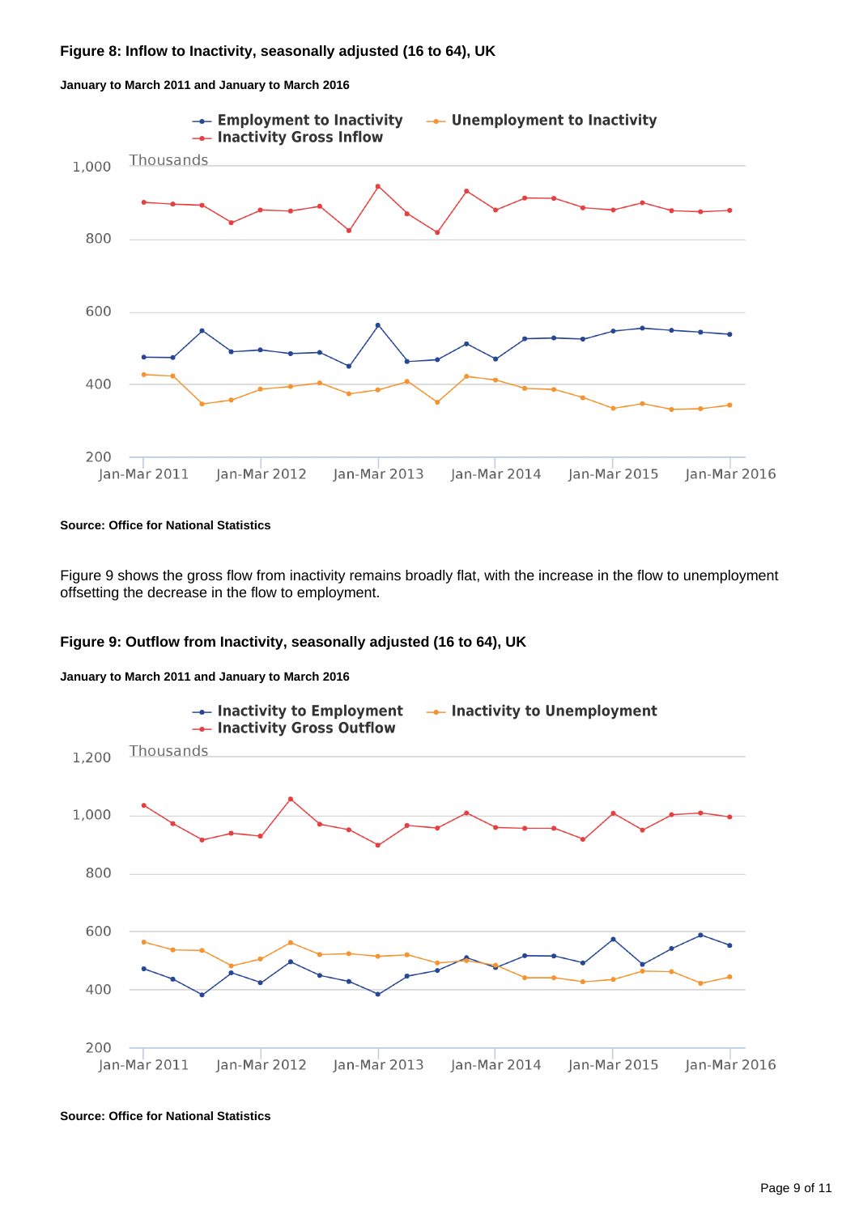**Figure 8: Inflow to Inactivity, seasonally adjusted (16 to 64), UK**

**January to March 2011 and January to March 2016**

**Source: Office for National Statistics**

Figure 9 shows the gross flow from inactivity remains broadly flat, with the increase in the flow to unemployment offsetting the decrease in the flow to employment.

**Figure 9: Outflow from Inactivity, seasonally adjusted (16 to 64), UK**

**January to March 2011 and January to March 2016**

**Source: Office for National Statistics**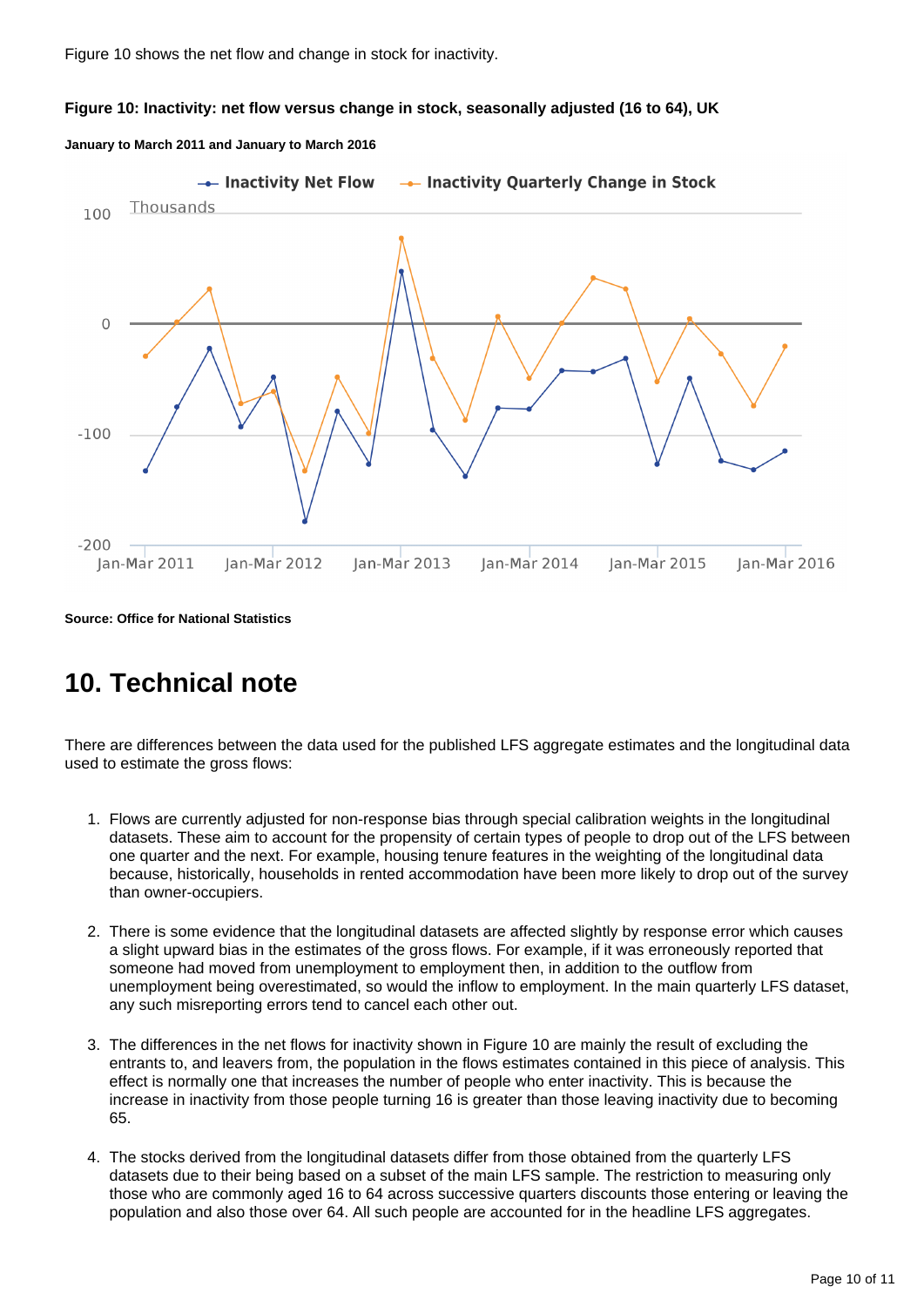Figure 10 shows the net flow and change in stock for inactivity.

**Figure 10: Inactivity: net flow versus change in stock, seasonally adjusted (16 to 64), UK**

**January to March 2011 and January to March 2016**

**Source: Office for National Statistics**

## 10. Technical note

There are differences between the data used for the published LFS aggregate estimates and the longitudinal data used to estimate the gross flows:

1. Flows are currently adjusted for non-response bias through special calibration weights in the longitudinal datasets. These aim to account for the propensity of certain types of people to drop out of the LFS between one quarter and the next. For example, housing tenure features in the weighting of the longitudinal data because, historically, households in rented accommodation have been more likely to drop out of the survey than owner-occupiers.

2. There is some evidence that the longitudinal datasets are affected slightly by response error which causes a slight upward bias in the estimates of the gross flows. For example, if it was erroneously reported that someone had moved from unemployment to employment then, in addition to the outflow from unemployment being overestimated, so would the inflow to employment. In the main quarterly LFS dataset, any such misreporting errors tend to cancel each other out.

3. The differences in the net flows for inactivity shown in Figure 10 are mainly the result of excluding the entrants to, and leavers from, the population in the flows estimates contained in this piece of analysis. This effect is normally one that increases the number of people who enter inactivity. This is because the increase in inactivity from those people turning 16 is greater than those leaving inactivity due to becoming 65.

4. The stocks derived from the longitudinal datasets differ from those obtained from the quarterly LFS datasets due to their being based on a subset of the main LFS sample. The restriction to measuring only those who are commonly aged 16 to 64 across successive quarters discounts those entering or leaving the population and also those over 64. All such people are accounted for in the headline LFS aggregates.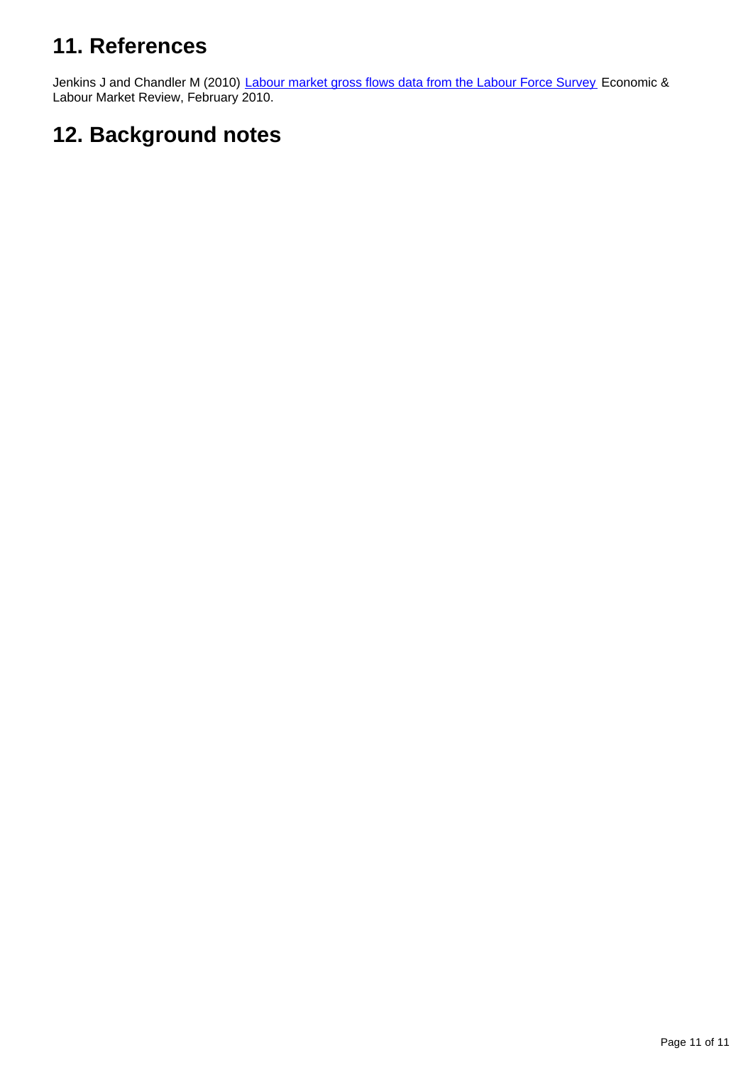## 11. References

Jenkins J and Chandler M (2010) [Labour market gross flows data from the Labour Force Survey](#) Economic & Labour Market Review, February 2010.

## 12. Background notes